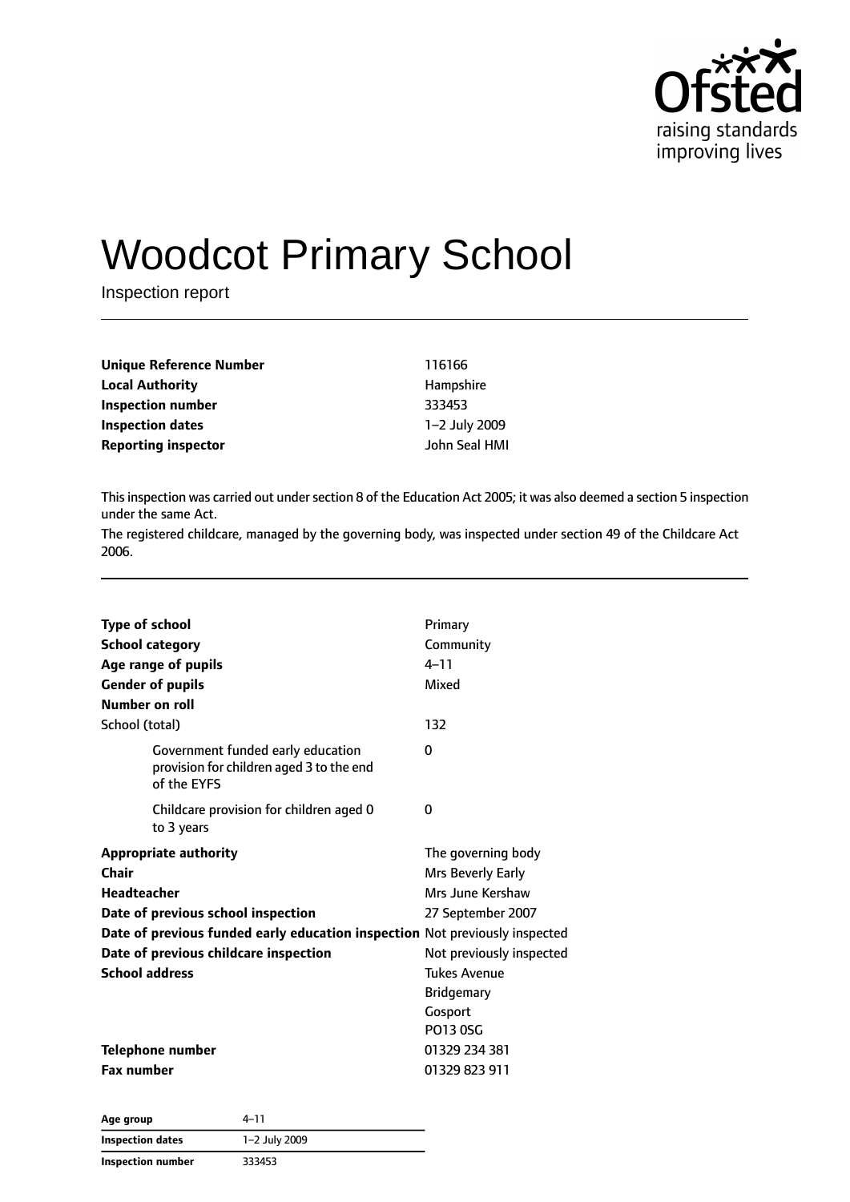Ofsted
raising standards
improving lives

# Woodcot Primary School

Inspection report

| | |
|---|---|
| **Unique Reference Number** | 116166 |
| **Local Authority** | Hampshire |
| **Inspection number** | 333453 |
| **Inspection dates** | 1–2 July 2009 |
| **Reporting inspector** | John Seal HMI |

This inspection was carried out under section 8 of the Education Act 2005; it was also deemed a section 5 inspection under the same Act.

The registered childcare, managed by the governing body, was inspected under section 49 of the Childcare Act 2006.

| | |
|---|---|
| **Type of school** | Primary |
| **School category** | Community |
| **Age range of pupils** | 4–11 |
| **Gender of pupils** | Mixed |
| **Number on roll** | |
| School (total) | 132 |
| Government funded early education provision for children aged 3 to the end of the EYFS | 0 |
| Childcare provision for children aged 0 to 3 years | 0 |
| **Appropriate authority** | The governing body |
| **Chair** | Mrs Beverly Early |
| **Headteacher** | Mrs June Kershaw |
| **Date of previous school inspection** | 27 September 2007 |
| **Date of previous funded early education inspection** | Not previously inspected |
| **Date of previous childcare inspection** | Not previously inspected |
| **School address** | Tukes Avenue<br>Bridgemary<br>Gosport<br>PO13 0SG |
| **Telephone number** | 01329 234 381 |
| **Fax number** | 01329 823 911 |

| | |
|---|---|
| **Age group** | 4–11 |
| **Inspection dates** | 1–2 July 2009 |
| **Inspection number** | 333453 |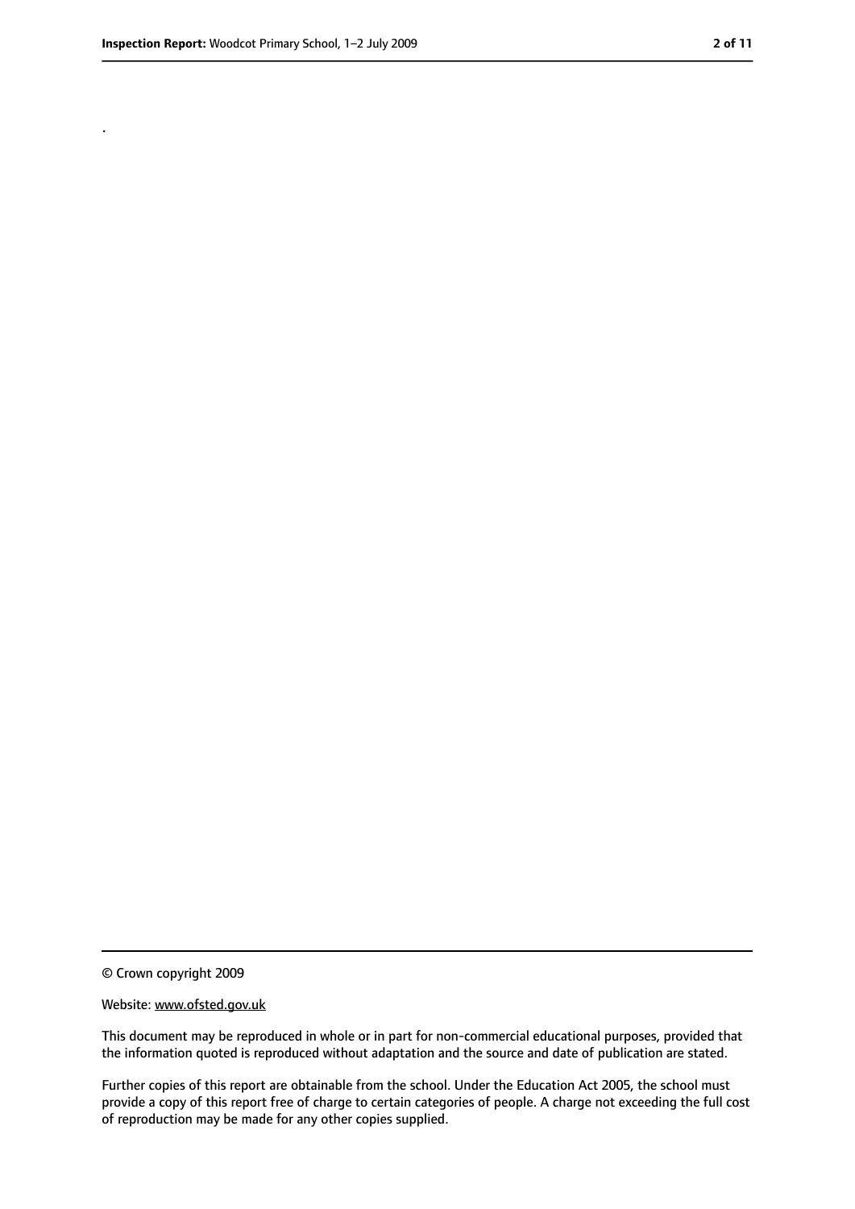.

© Crown copyright 2009

Website: www.ofsted.gov.uk

This document may be reproduced in whole or in part for non-commercial educational purposes, provided that the information quoted is reproduced without adaptation and the source and date of publication are stated.

Further copies of this report are obtainable from the school. Under the Education Act 2005, the school must provide a copy of this report free of charge to certain categories of people. A charge not exceeding the full cost of reproduction may be made for any other copies supplied.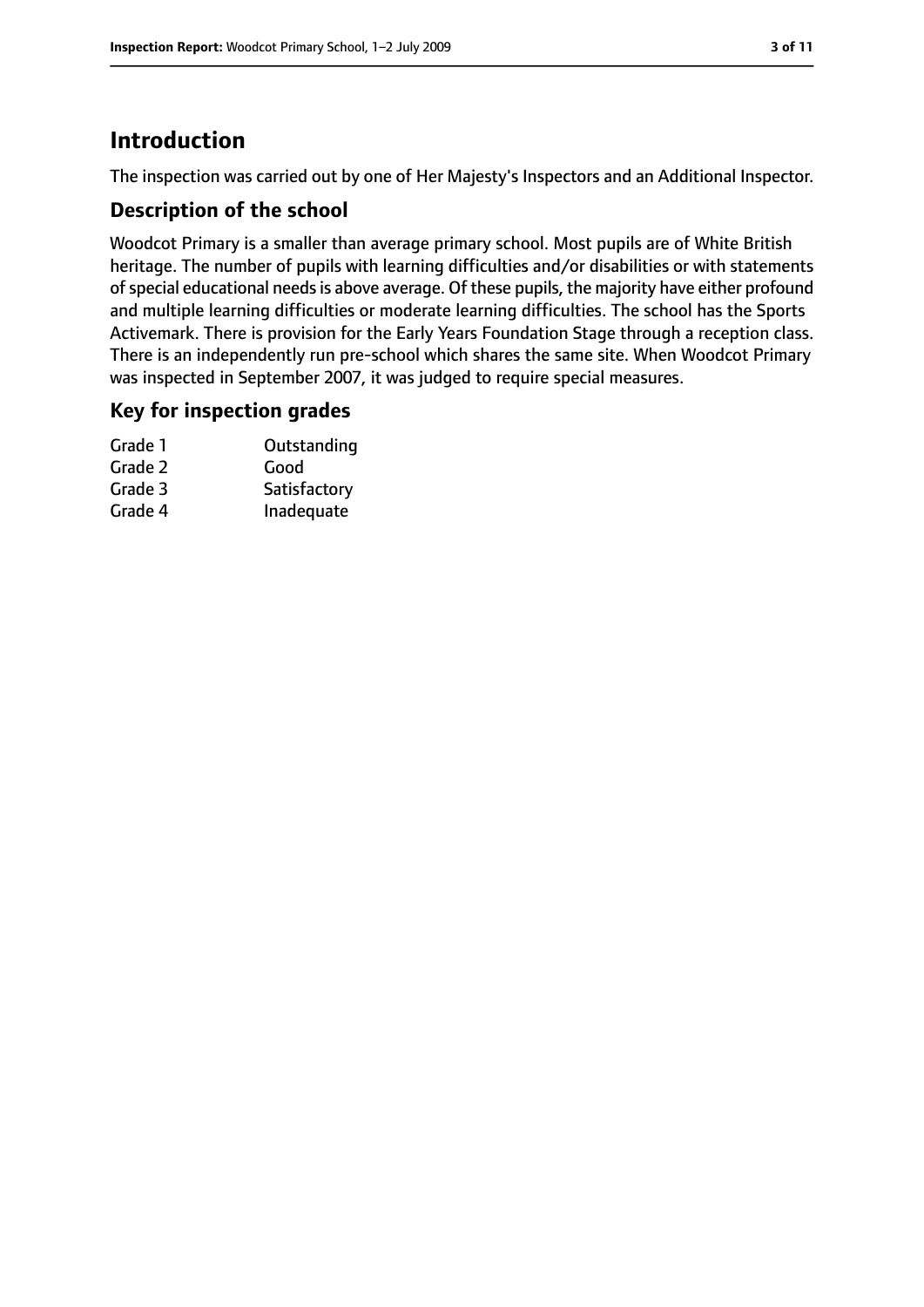# Introduction

The inspection was carried out by one of Her Majesty's Inspectors and an Additional Inspector.

## Description of the school

Woodcot Primary is a smaller than average primary school. Most pupils are of White British heritage. The number of pupils with learning difficulties and/or disabilities or with statements of special educational needs is above average. Of these pupils, the majority have either profound and multiple learning difficulties or moderate learning difficulties. The school has the Sports Activemark. There is provision for the Early Years Foundation Stage through a reception class. There is an independently run pre-school which shares the same site. When Woodcot Primary was inspected in September 2007, it was judged to require special measures.

## Key for inspection grades

| | |
|---|---|
| Grade 1 | Outstanding |
| Grade 2 | Good |
| Grade 3 | Satisfactory |
| Grade 4 | Inadequate |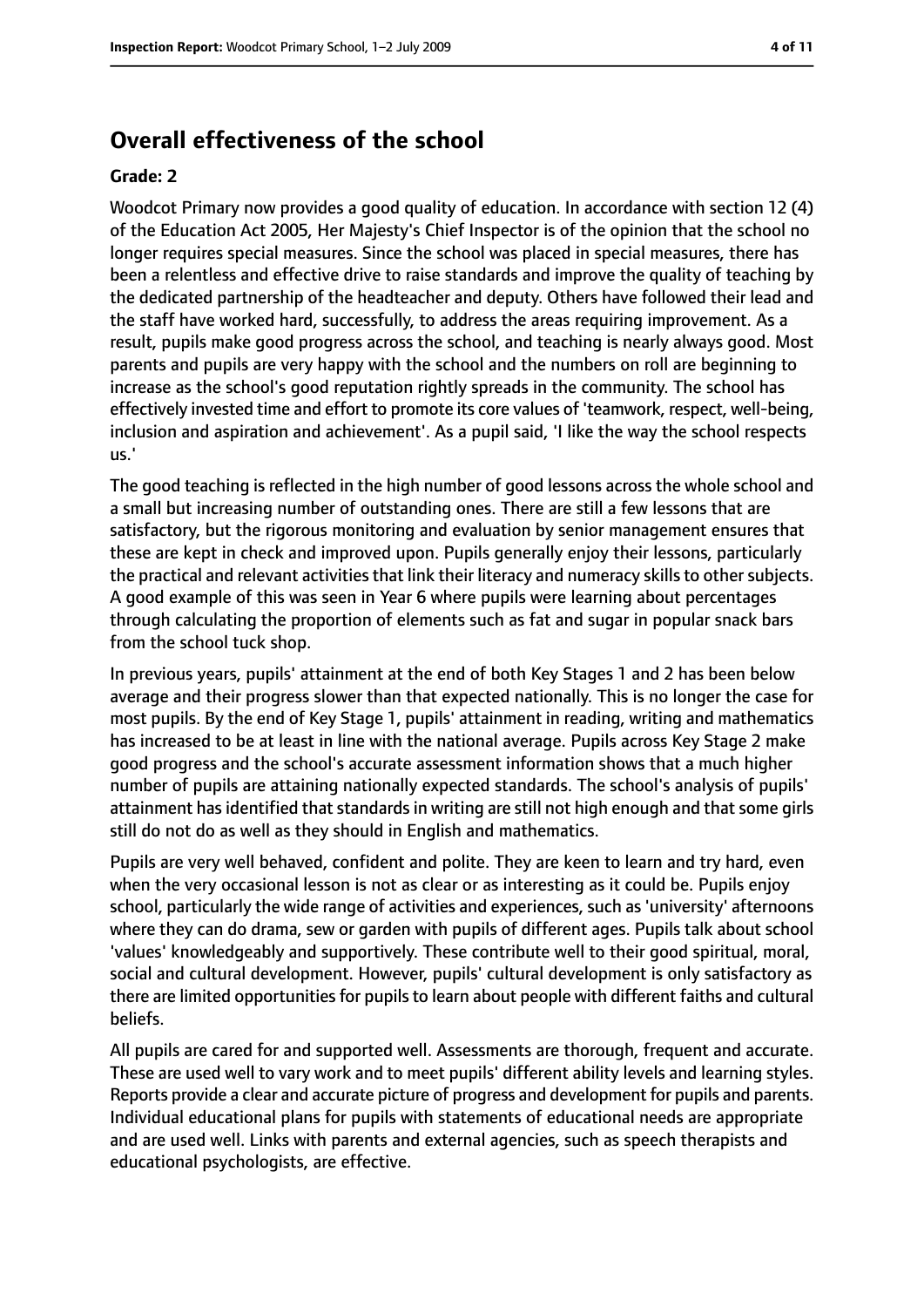## Overall effectiveness of the school

### Grade: 2

Woodcot Primary now provides a good quality of education. In accordance with section 12 (4) of the Education Act 2005, Her Majesty's Chief Inspector is of the opinion that the school no longer requires special measures. Since the school was placed in special measures, there has been a relentless and effective drive to raise standards and improve the quality of teaching by the dedicated partnership of the headteacher and deputy. Others have followed their lead and the staff have worked hard, successfully, to address the areas requiring improvement. As a result, pupils make good progress across the school, and teaching is nearly always good. Most parents and pupils are very happy with the school and the numbers on roll are beginning to increase as the school's good reputation rightly spreads in the community. The school has effectively invested time and effort to promote its core values of 'teamwork, respect, well-being, inclusion and aspiration and achievement'. As a pupil said, 'I like the way the school respects us.'

The good teaching is reflected in the high number of good lessons across the whole school and a small but increasing number of outstanding ones. There are still a few lessons that are satisfactory, but the rigorous monitoring and evaluation by senior management ensures that these are kept in check and improved upon. Pupils generally enjoy their lessons, particularly the practical and relevant activities that link their literacy and numeracy skills to other subjects. A good example of this was seen in Year 6 where pupils were learning about percentages through calculating the proportion of elements such as fat and sugar in popular snack bars from the school tuck shop.

In previous years, pupils' attainment at the end of both Key Stages 1 and 2 has been below average and their progress slower than that expected nationally. This is no longer the case for most pupils. By the end of Key Stage 1, pupils' attainment in reading, writing and mathematics has increased to be at least in line with the national average. Pupils across Key Stage 2 make good progress and the school's accurate assessment information shows that a much higher number of pupils are attaining nationally expected standards. The school's analysis of pupils' attainment has identified that standards in writing are still not high enough and that some girls still do not do as well as they should in English and mathematics.

Pupils are very well behaved, confident and polite. They are keen to learn and try hard, even when the very occasional lesson is not as clear or as interesting as it could be. Pupils enjoy school, particularly the wide range of activities and experiences, such as 'university' afternoons where they can do drama, sew or garden with pupils of different ages. Pupils talk about school 'values' knowledgeably and supportively. These contribute well to their good spiritual, moral, social and cultural development. However, pupils' cultural development is only satisfactory as there are limited opportunities for pupils to learn about people with different faiths and cultural beliefs.

All pupils are cared for and supported well. Assessments are thorough, frequent and accurate. These are used well to vary work and to meet pupils' different ability levels and learning styles. Reports provide a clear and accurate picture of progress and development for pupils and parents. Individual educational plans for pupils with statements of educational needs are appropriate and are used well. Links with parents and external agencies, such as speech therapists and educational psychologists, are effective.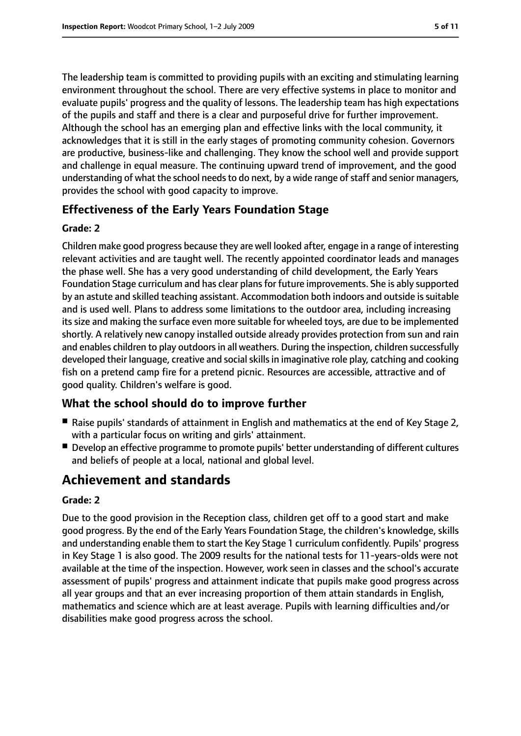The leadership team is committed to providing pupils with an exciting and stimulating learning environment throughout the school. There are very effective systems in place to monitor and evaluate pupils' progress and the quality of lessons. The leadership team has high expectations of the pupils and staff and there is a clear and purposeful drive for further improvement. Although the school has an emerging plan and effective links with the local community, it acknowledges that it is still in the early stages of promoting community cohesion. Governors are productive, business-like and challenging. They know the school well and provide support and challenge in equal measure. The continuing upward trend of improvement, and the good understanding of what the school needs to do next, by a wide range of staff and senior managers, provides the school with good capacity to improve.

### Effectiveness of the Early Years Foundation Stage

#### Grade: 2

Children make good progress because they are well looked after, engage in a range of interesting relevant activities and are taught well. The recently appointed coordinator leads and manages the phase well. She has a very good understanding of child development, the Early Years Foundation Stage curriculum and has clear plans for future improvements. She is ably supported by an astute and skilled teaching assistant. Accommodation both indoors and outside is suitable and is used well. Plans to address some limitations to the outdoor area, including increasing its size and making the surface even more suitable for wheeled toys, are due to be implemented shortly. A relatively new canopy installed outside already provides protection from sun and rain and enables children to play outdoors in all weathers. During the inspection, children successfully developed their language, creative and social skills in imaginative role play, catching and cooking fish on a pretend camp fire for a pretend picnic. Resources are accessible, attractive and of good quality. Children's welfare is good.

### What the school should do to improve further

- Raise pupils' standards of attainment in English and mathematics at the end of Key Stage 2, with a particular focus on writing and girls' attainment.
- Develop an effective programme to promote pupils' better understanding of different cultures and beliefs of people at a local, national and global level.

## Achievement and standards

#### Grade: 2

Due to the good provision in the Reception class, children get off to a good start and make good progress. By the end of the Early Years Foundation Stage, the children's knowledge, skills and understanding enable them to start the Key Stage 1 curriculum confidently. Pupils' progress in Key Stage 1 is also good. The 2009 results for the national tests for 11-years-olds were not available at the time of the inspection. However, work seen in classes and the school's accurate assessment of pupils' progress and attainment indicate that pupils make good progress across all year groups and that an ever increasing proportion of them attain standards in English, mathematics and science which are at least average. Pupils with learning difficulties and/or disabilities make good progress across the school.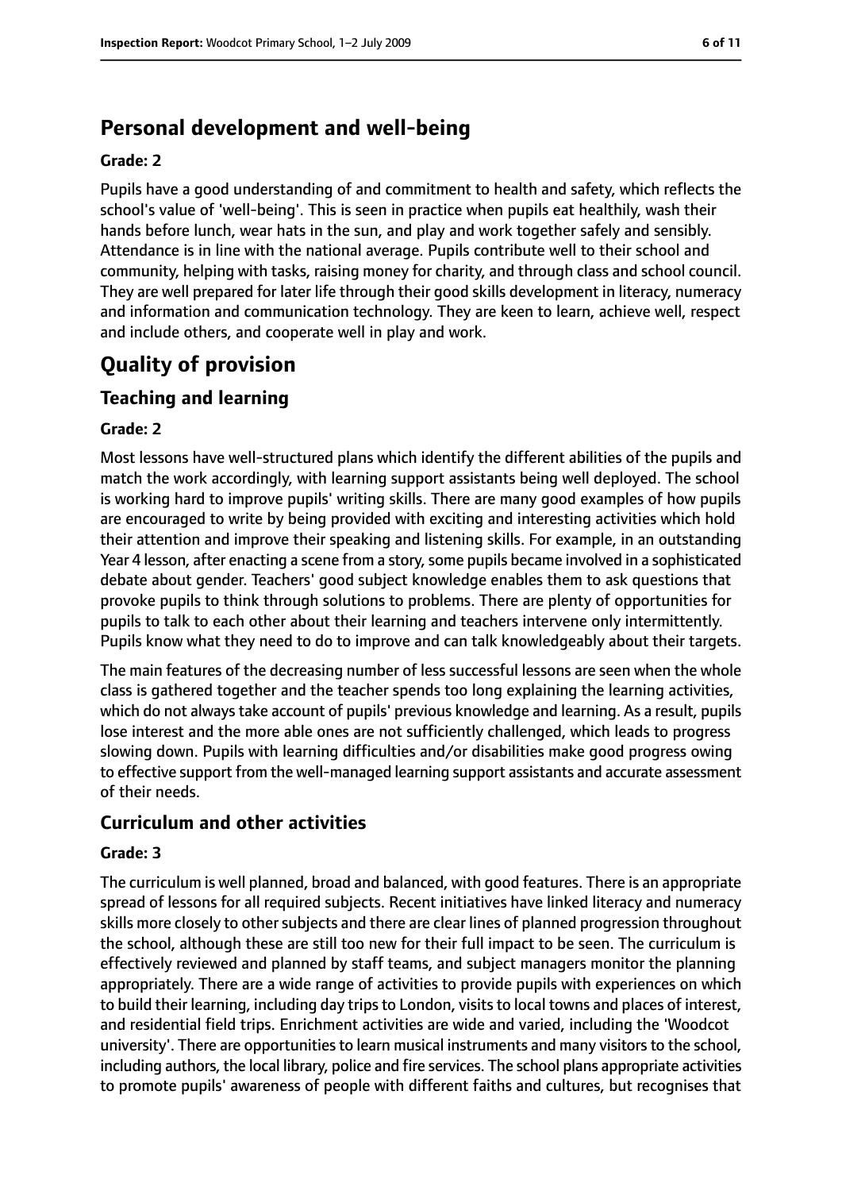## Personal development and well-being

**Grade: 2**

Pupils have a good understanding of and commitment to health and safety, which reflects the school's value of 'well-being'. This is seen in practice when pupils eat healthily, wash their hands before lunch, wear hats in the sun, and play and work together safely and sensibly. Attendance is in line with the national average. Pupils contribute well to their school and community, helping with tasks, raising money for charity, and through class and school council. They are well prepared for later life through their good skills development in literacy, numeracy and information and communication technology. They are keen to learn, achieve well, respect and include others, and cooperate well in play and work.

# Quality of provision

## Teaching and learning

**Grade: 2**

Most lessons have well-structured plans which identify the different abilities of the pupils and match the work accordingly, with learning support assistants being well deployed. The school is working hard to improve pupils' writing skills. There are many good examples of how pupils are encouraged to write by being provided with exciting and interesting activities which hold their attention and improve their speaking and listening skills. For example, in an outstanding Year 4 lesson, after enacting a scene from a story, some pupils became involved in a sophisticated debate about gender. Teachers' good subject knowledge enables them to ask questions that provoke pupils to think through solutions to problems. There are plenty of opportunities for pupils to talk to each other about their learning and teachers intervene only intermittently. Pupils know what they need to do to improve and can talk knowledgeably about their targets.

The main features of the decreasing number of less successful lessons are seen when the whole class is gathered together and the teacher spends too long explaining the learning activities, which do not always take account of pupils' previous knowledge and learning. As a result, pupils lose interest and the more able ones are not sufficiently challenged, which leads to progress slowing down. Pupils with learning difficulties and/or disabilities make good progress owing to effective support from the well-managed learning support assistants and accurate assessment of their needs.

## Curriculum and other activities

**Grade: 3**

The curriculum is well planned, broad and balanced, with good features. There is an appropriate spread of lessons for all required subjects. Recent initiatives have linked literacy and numeracy skills more closely to other subjects and there are clear lines of planned progression throughout the school, although these are still too new for their full impact to be seen. The curriculum is effectively reviewed and planned by staff teams, and subject managers monitor the planning appropriately. There are a wide range of activities to provide pupils with experiences on which to build their learning, including day trips to London, visits to local towns and places of interest, and residential field trips. Enrichment activities are wide and varied, including the 'Woodcot university'. There are opportunities to learn musical instruments and many visitors to the school, including authors, the local library, police and fire services. The school plans appropriate activities to promote pupils' awareness of people with different faiths and cultures, but recognises that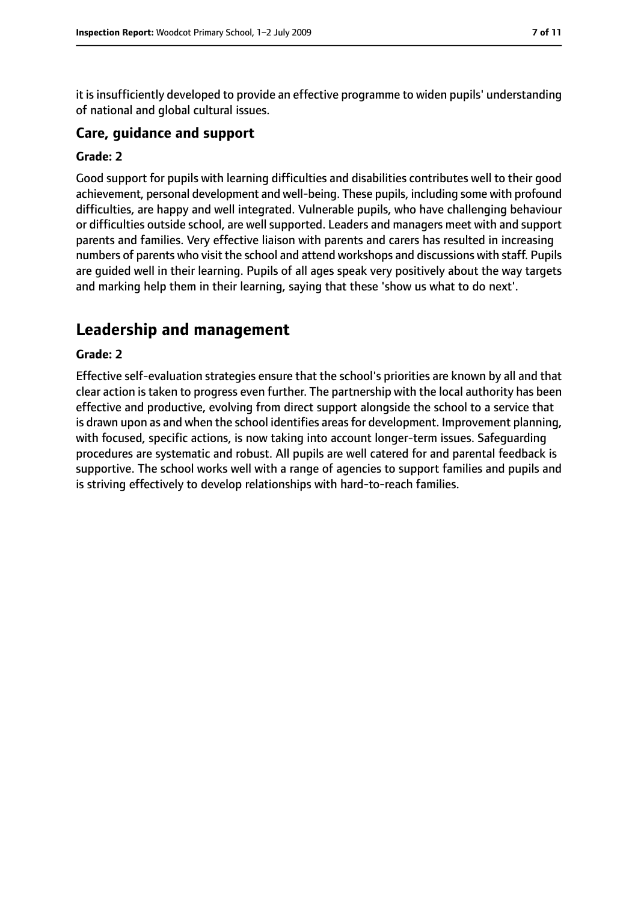it is insufficiently developed to provide an effective programme to widen pupils' understanding of national and global cultural issues.

### Care, guidance and support

#### Grade: 2

Good support for pupils with learning difficulties and disabilities contributes well to their good achievement, personal development and well-being. These pupils, including some with profound difficulties, are happy and well integrated. Vulnerable pupils, who have challenging behaviour or difficulties outside school, are well supported. Leaders and managers meet with and support parents and families. Very effective liaison with parents and carers has resulted in increasing numbers of parents who visit the school and attend workshops and discussions with staff. Pupils are guided well in their learning. Pupils of all ages speak very positively about the way targets and marking help them in their learning, saying that these 'show us what to do next'.

## Leadership and management

#### Grade: 2

Effective self-evaluation strategies ensure that the school's priorities are known by all and that clear action is taken to progress even further. The partnership with the local authority has been effective and productive, evolving from direct support alongside the school to a service that is drawn upon as and when the school identifies areas for development. Improvement planning, with focused, specific actions, is now taking into account longer-term issues. Safeguarding procedures are systematic and robust. All pupils are well catered for and parental feedback is supportive. The school works well with a range of agencies to support families and pupils and is striving effectively to develop relationships with hard-to-reach families.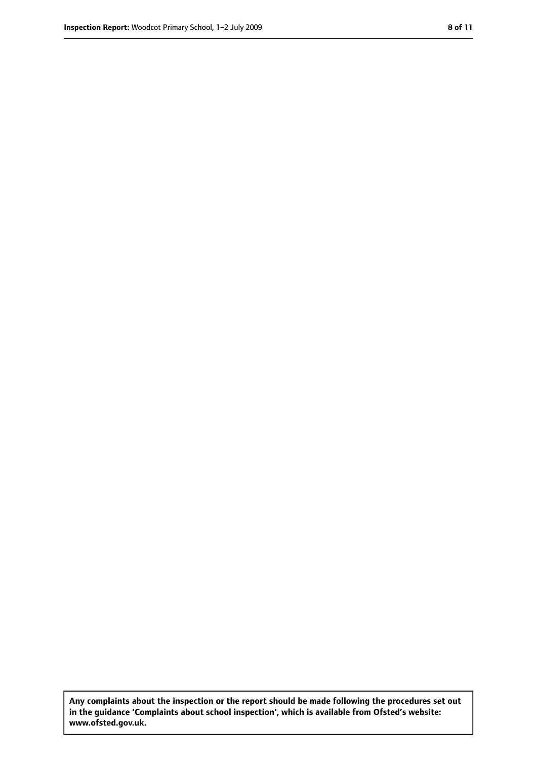**Any complaints about the inspection or the report should be made following the procedures set out in the guidance 'Complaints about school inspection', which is available from Ofsted's website: www.ofsted.gov.uk.**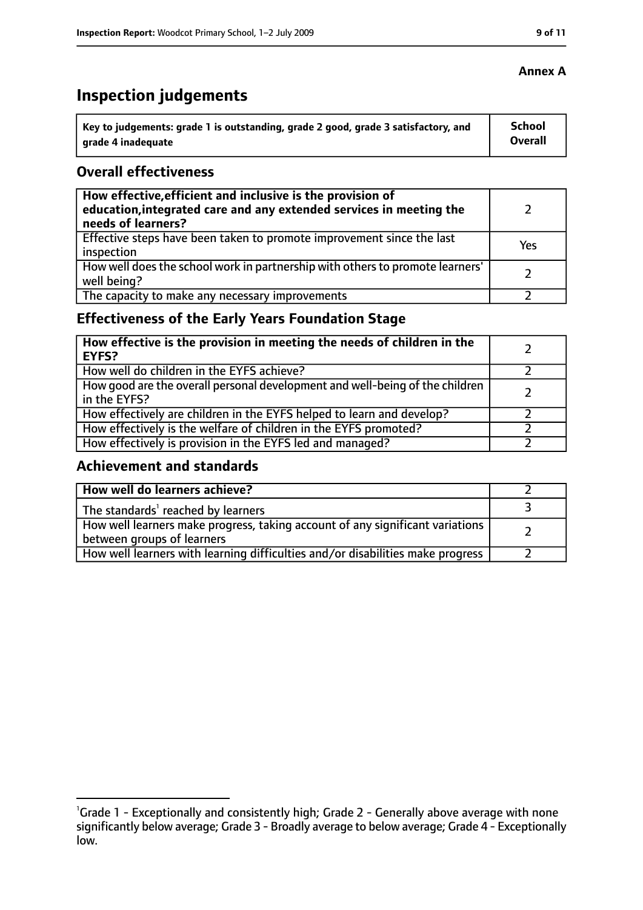**Annex A**

# Inspection judgements

| Key to judgements: grade 1 is outstanding, grade 2 good, grade 3 satisfactory, and grade 4 inadequate | School Overall |
|---|---|

## Overall effectiveness

| | |
|---|---|
| **How effective, efficient and inclusive is the provision of education, integrated care and any extended services in meeting the needs of learners?** | 2 |
| Effective steps have been taken to promote improvement since the last inspection | Yes |
| How well does the school work in partnership with others to promote learners' well being? | 2 |
| The capacity to make any necessary improvements | 2 |

## Effectiveness of the Early Years Foundation Stage

| | |
|---|---|
| **How effective is the provision in meeting the needs of children in the EYFS?** | 2 |
| How well do children in the EYFS achieve? | 2 |
| How good are the overall personal development and well-being of the children in the EYFS? | 2 |
| How effectively are children in the EYFS helped to learn and develop? | 2 |
| How effectively is the welfare of children in the EYFS promoted? | 2 |
| How effectively is provision in the EYFS led and managed? | 2 |

## Achievement and standards

| | |
|---|---|
| **How well do learners achieve?** | 2 |
| The standards[1] reached by learners | 3 |
| How well learners make progress, taking account of any significant variations between groups of learners | 2 |
| How well learners with learning difficulties and/or disabilities make progress | 2 |

[1]Grade 1 - Exceptionally and consistently high; Grade 2 - Generally above average with none significantly below average; Grade 3 - Broadly average to below average; Grade 4 - Exceptionally low.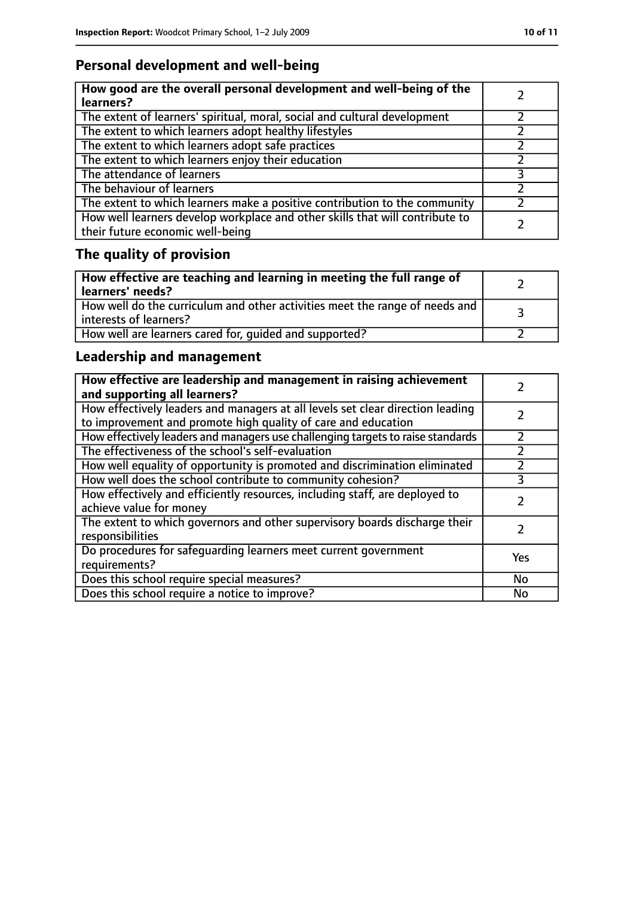## Personal development and well-being

| | |
|---|---|
| **How good are the overall personal development and well-being of the learners?** | 2 |
| The extent of learners' spiritual, moral, social and cultural development | 2 |
| The extent to which learners adopt healthy lifestyles | 2 |
| The extent to which learners adopt safe practices | 2 |
| The extent to which learners enjoy their education | 2 |
| The attendance of learners | 3 |
| The behaviour of learners | 2 |
| The extent to which learners make a positive contribution to the community | 2 |
| How well learners develop workplace and other skills that will contribute to their future economic well-being | 2 |

## The quality of provision

| | |
|---|---|
| **How effective are teaching and learning in meeting the full range of learners' needs?** | 2 |
| How well do the curriculum and other activities meet the range of needs and interests of learners? | 3 |
| How well are learners cared for, guided and supported? | 2 |

## Leadership and management

| | |
|---|---|
| **How effective are leadership and management in raising achievement and supporting all learners?** | 2 |
| How effectively leaders and managers at all levels set clear direction leading to improvement and promote high quality of care and education | 2 |
| How effectively leaders and managers use challenging targets to raise standards | 2 |
| The effectiveness of the school's self-evaluation | 2 |
| How well equality of opportunity is promoted and discrimination eliminated | 2 |
| How well does the school contribute to community cohesion? | 3 |
| How effectively and efficiently resources, including staff, are deployed to achieve value for money | 2 |
| The extent to which governors and other supervisory boards discharge their responsibilities | 2 |
| Do procedures for safeguarding learners meet current government requirements? | Yes |
| Does this school require special measures? | No |
| Does this school require a notice to improve? | No |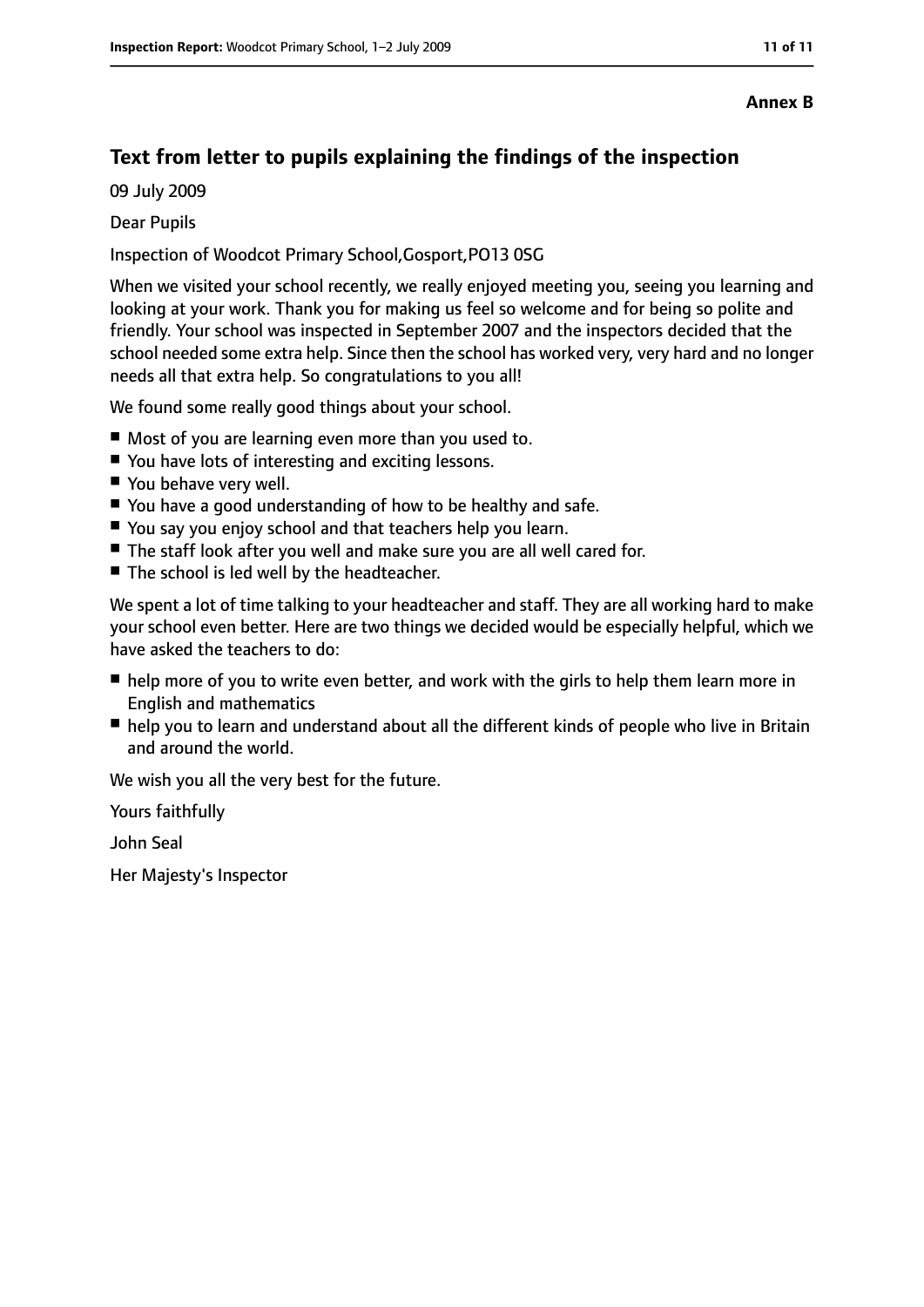**Annex B**

## Text from letter to pupils explaining the findings of the inspection

09 July 2009

Dear Pupils

Inspection of Woodcot Primary School,Gosport,PO13 0SG

When we visited your school recently, we really enjoyed meeting you, seeing you learning and looking at your work. Thank you for making us feel so welcome and for being so polite and friendly. Your school was inspected in September 2007 and the inspectors decided that the school needed some extra help. Since then the school has worked very, very hard and no longer needs all that extra help. So congratulations to you all!

We found some really good things about your school.

- Most of you are learning even more than you used to.
- You have lots of interesting and exciting lessons.
- You behave very well.
- You have a good understanding of how to be healthy and safe.
- You say you enjoy school and that teachers help you learn.
- The staff look after you well and make sure you are all well cared for.
- The school is led well by the headteacher.

We spent a lot of time talking to your headteacher and staff. They are all working hard to make your school even better. Here are two things we decided would be especially helpful, which we have asked the teachers to do:

- help more of you to write even better, and work with the girls to help them learn more in English and mathematics
- help you to learn and understand about all the different kinds of people who live in Britain and around the world.

We wish you all the very best for the future.

Yours faithfully

John Seal

Her Majesty's Inspector